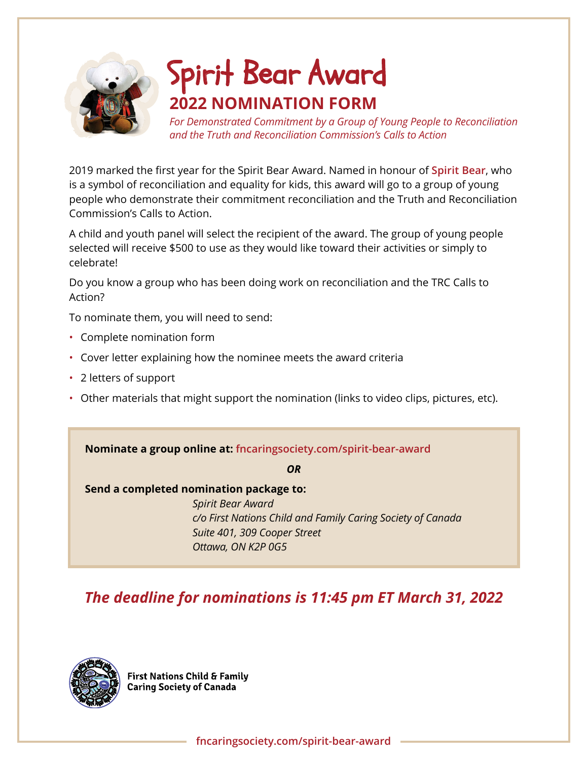# Spirit Bear Award

## 2022 NOMINATION FORM

*For Demonstrated Commitment by a Group of Young People to Reconciliation and the Truth and Reconciliation Commission's Calls to Action*

2019 marked the first year for the Spirit Bear Award. Named in honour of **Spirit Bear**, who is a symbol of reconciliation and equality for kids, this award will go to a group of young people who demonstrate their commitment reconciliation and the Truth and Reconciliation Commission's Calls to Action.

A child and youth panel will select the recipient of the award. The group of young people selected will receive $500 to use as they would like toward their activities or simply to celebrate!

Do you know a group who has been doing work on reconciliation and the TRC Calls to Action?

To nominate them, you will need to send:

- Complete nomination form
- Cover letter explaining how the nominee meets the award criteria
- 2 letters of support
- Other materials that might support the nomination (links to video clips, pictures, etc).

**Nominate a group online at: fncaringsociety.com/spirit-bear-award**

***OR***

**Send a completed nomination package to:**

*Spirit Bear Award*
*c/o First Nations Child and Family Caring Society of Canada*
*Suite 401, 309 Cooper Street*
*Ottawa, ON K2P 0G5*

***The deadline for nominations is 11:45 pm ET March 31, 2022***

**First Nations Child & Family Caring Society of Canada**

fncaringsociety.com/spirit-bear-award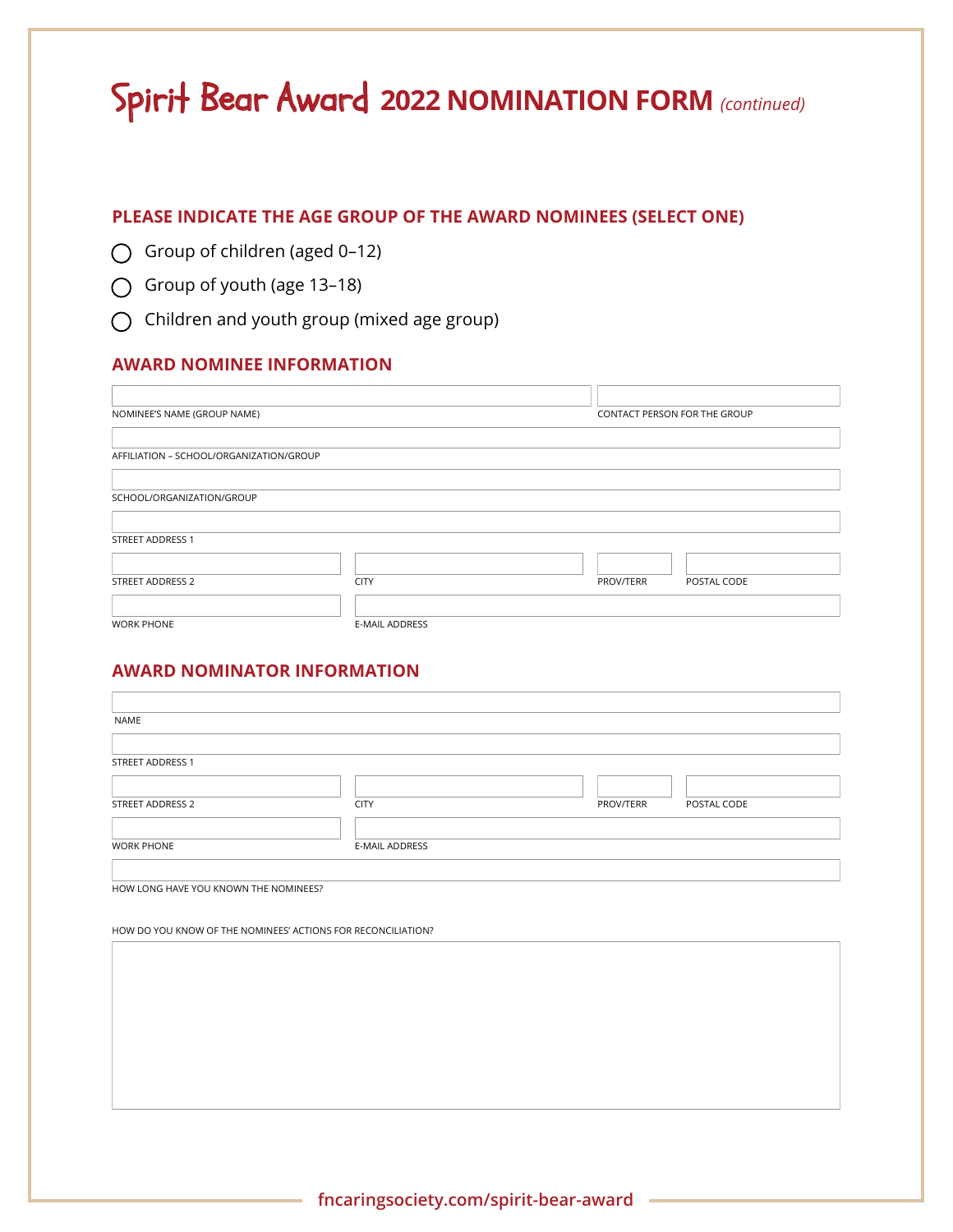# Spirit Bear Award 2022 NOMINATION FORM *(continued)*

## PLEASE INDICATE THE AGE GROUP OF THE AWARD NOMINEES (SELECT ONE)

- ◯ Group of children (aged 0–12)
- ◯ Group of youth (age 13–18)
- ◯ Children and youth group (mixed age group)

## AWARD NOMINEE INFORMATION

NOMINEE'S NAME (GROUP NAME)

CONTACT PERSON FOR THE GROUP

AFFILIATION – SCHOOL/ORGANIZATION/GROUP

SCHOOL/ORGANIZATION/GROUP

STREET ADDRESS 1

STREET ADDRESS 2

CITY

PROV/TERR

POSTAL CODE

WORK PHONE

E-MAIL ADDRESS

## AWARD NOMINATOR INFORMATION

NAME

STREET ADDRESS 1

STREET ADDRESS 2

CITY

PROV/TERR

POSTAL CODE

WORK PHONE

E-MAIL ADDRESS

HOW LONG HAVE YOU KNOWN THE NOMINEES?

HOW DO YOU KNOW OF THE NOMINEES' ACTIONS FOR RECONCILIATION?

fncaringsociety.com/spirit-bear-award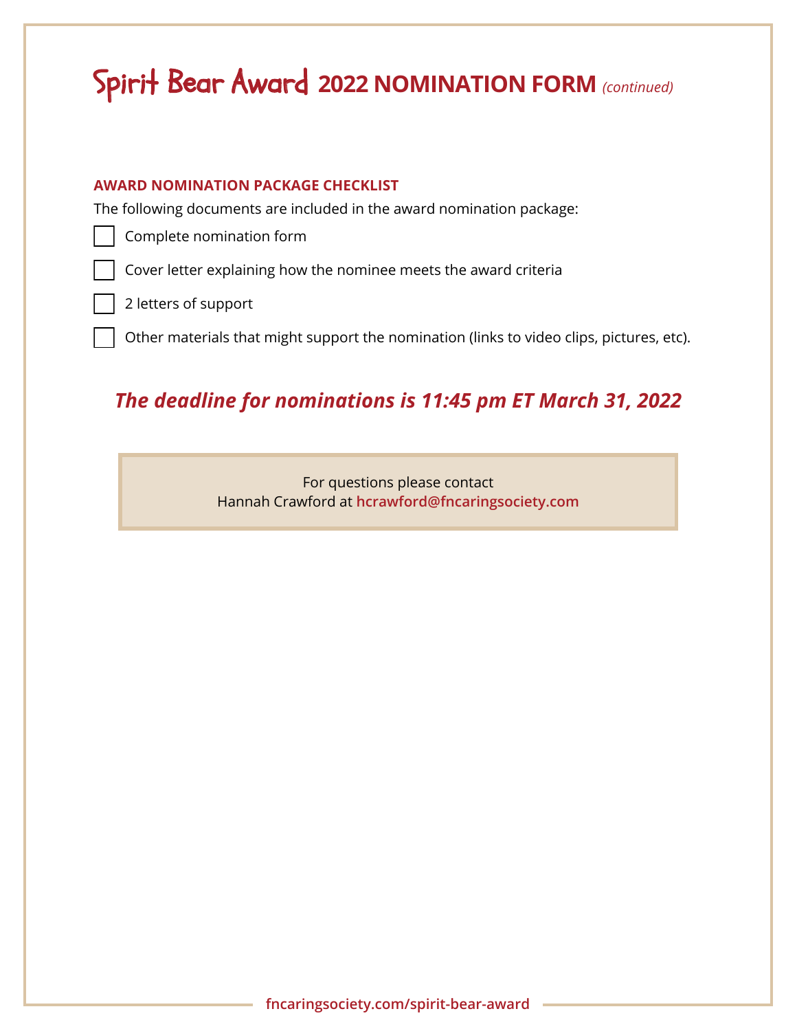# Spirit Bear Award 2022 NOMINATION FORM *(continued)*

## AWARD NOMINATION PACKAGE CHECKLIST

The following documents are included in the award nomination package:

- [ ] Complete nomination form
- [ ] Cover letter explaining how the nominee meets the award criteria
- [ ] 2 letters of support
- [ ] Other materials that might support the nomination (links to video clips, pictures, etc).

***The deadline for nominations is 11:45 pm ET March 31, 2022***

For questions please contact
Hannah Crawford at **hcrawford@fncaringsociety.com**

**fncaringsociety.com/spirit-bear-award**